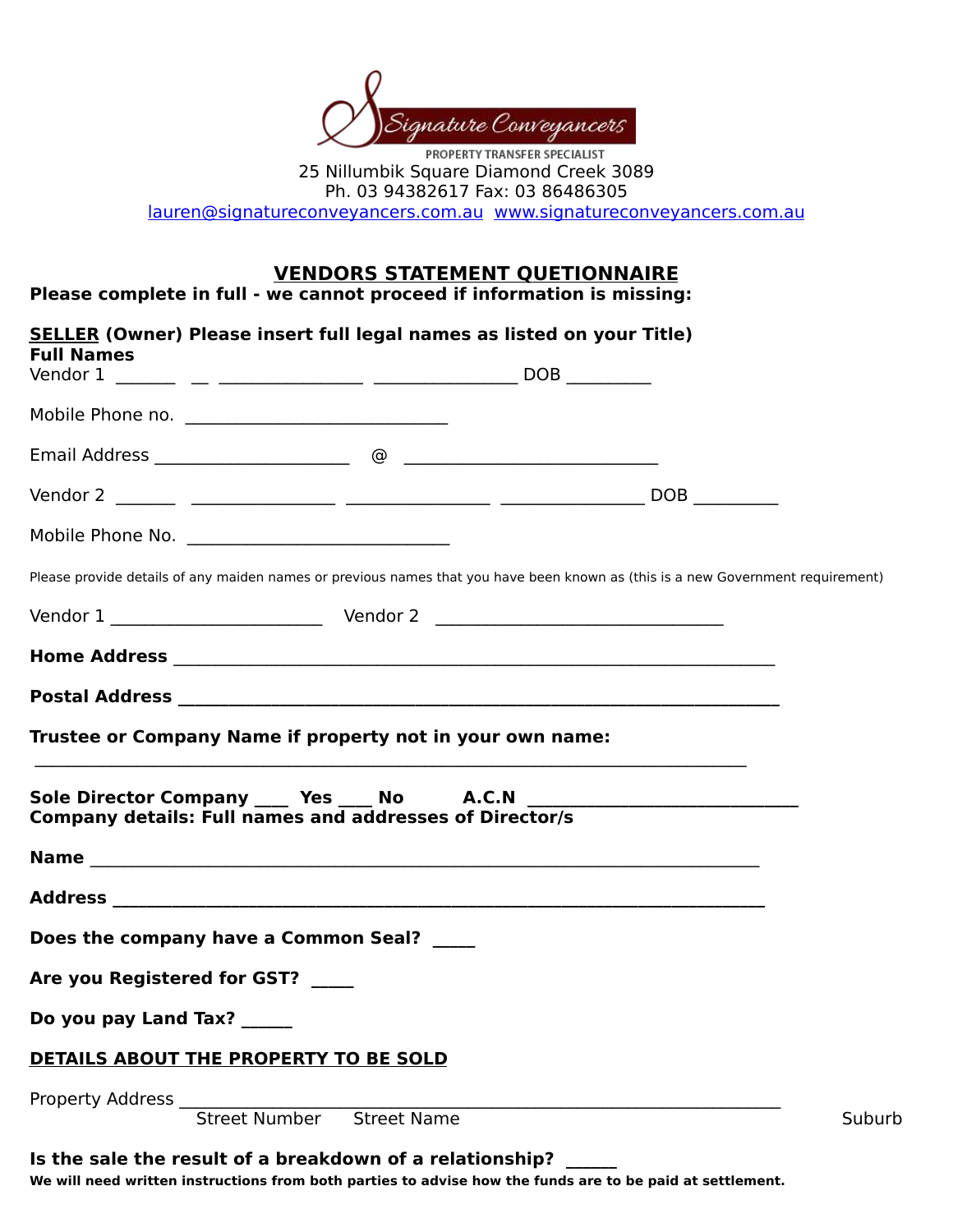Signature Conveyancers

PROPERTY TRANSFER SPECIALIST

25 Nillumbik Square Diamond Creek 3089

Ph. 03 94382617 Fax: 03 86486305

lauren@signatureconveyancers.com.au www.signatureconveyancers.com.au

## VENDORS STATEMENT QUETIONNAIRE

**Please complete in full - we cannot proceed if information is missing:**

**SELLER (Owner) Please insert full legal names as listed on your Title)**
**Full Names**

Vendor 1 _______ __ ________________ ________________ DOB _________

Mobile Phone no. _____________________________

Email Address _____________________ @ ____________________________

Vendor 2 _______ ________________ ________________ ________________ DOB _________

Mobile Phone No. _____________________________

Please provide details of any maiden names or previous names that you have been known as (this is a new Government requirement)

Vendor 1 _______________________ Vendor 2 ________________________________

**Home Address** __________________________________________________________________

**Postal Address** __________________________________________________________________

**Trustee or Company Name if property not in your own name:**

______________________________________________________________________________

**Sole Director Company ____ Yes ____ No A.C.N** ______________________________
**Company details: Full names and addresses of Director/s**

**Name** __________________________________________________________________________

**Address** ________________________________________________________________________

**Does the company have a Common Seal?** _____

**Are you Registered for GST?** _____

**Do you pay Land Tax?** ______

**DETAILS ABOUT THE PROPERTY TO BE SOLD**

Property Address ___________________________________________________________________
Street Number Street Name Suburb

**Is the sale the result of a breakdown of a relationship?** ______
**We will need written instructions from both parties to advise how the funds are to be paid at settlement.**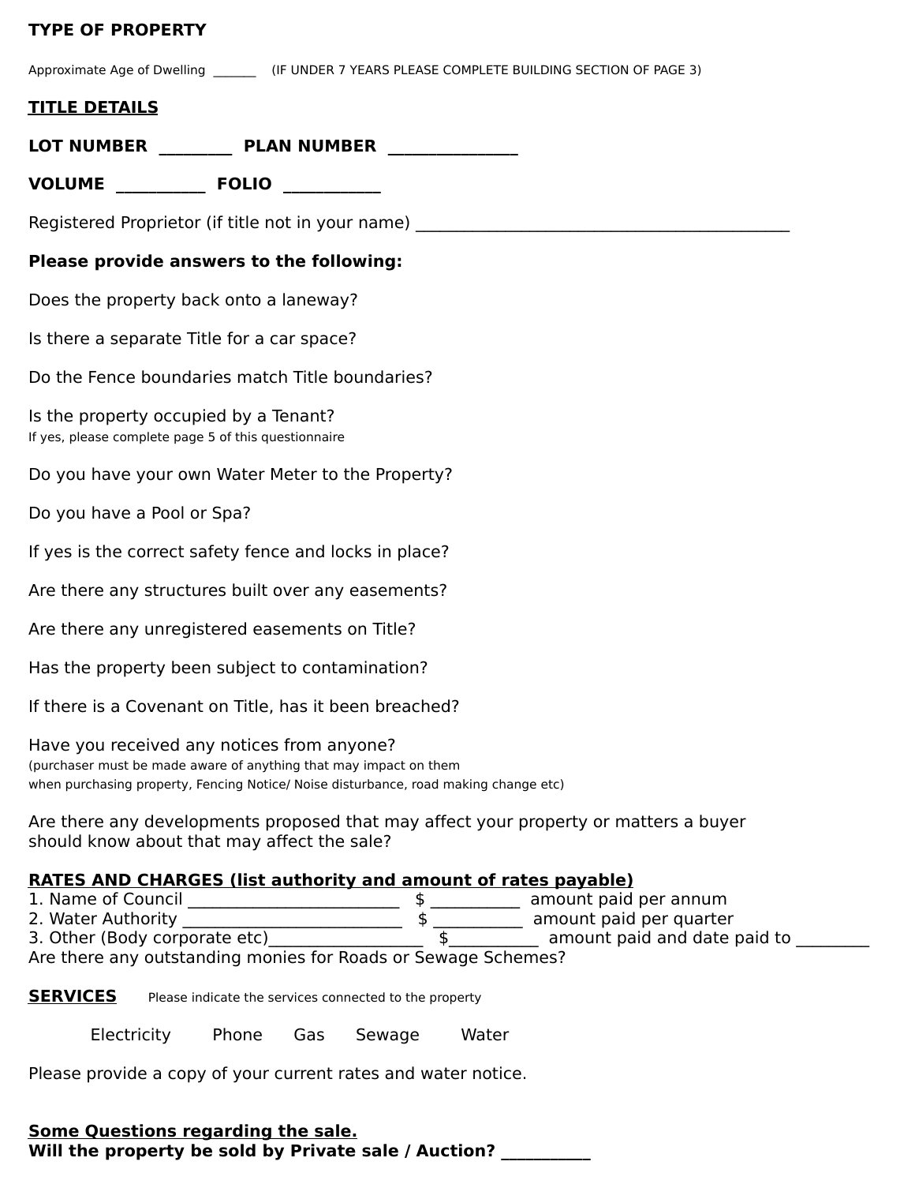**TYPE OF PROPERTY**

Approximate Age of Dwelling _______ (IF UNDER 7 YEARS PLEASE COMPLETE BUILDING SECTION OF PAGE 3)

**<u>TITLE DETAILS</u>**

**LOT NUMBER _________ PLAN NUMBER _______________**

**VOLUME ___________ FOLIO ___________**

Registered Proprietor (if title not in your name) _____________________________________________

**Please provide answers to the following:**

Does the property back onto a laneway?

Is there a separate Title for a car space?

Do the Fence boundaries match Title boundaries?

Is the property occupied by a Tenant?
If yes, please complete page 5 of this questionnaire

Do you have your own Water Meter to the Property?

Do you have a Pool or Spa?

If yes is the correct safety fence and locks in place?

Are there any structures built over any easements?

Are there any unregistered easements on Title?

Has the property been subject to contamination?

If there is a Covenant on Title, has it been breached?

Have you received any notices from anyone?
(purchaser must be made aware of anything that may impact on them when purchasing property, Fencing Notice/ Noise disturbance, road making change etc)

Are there any developments proposed that may affect your property or matters a buyer should know about that may affect the sale?

**<u>RATES AND CHARGES (list authority and amount of rates payable)</u>**

1. Name of Council __________________________ $ ___________ amount paid per annum
2. Water Authority __________________________ $ ___________ amount paid per quarter
3. Other (Body corporate etc)___________________ $___________ amount paid and date paid to _________

Are there any outstanding monies for Roads or Sewage Schemes?

**<u>SERVICES</u>** Please indicate the services connected to the property

Electricity Phone Gas Sewage Water

Please provide a copy of your current rates and water notice.

**<u>Some Questions regarding the sale.</u>**
**Will the property be sold by Private sale / Auction? ___________**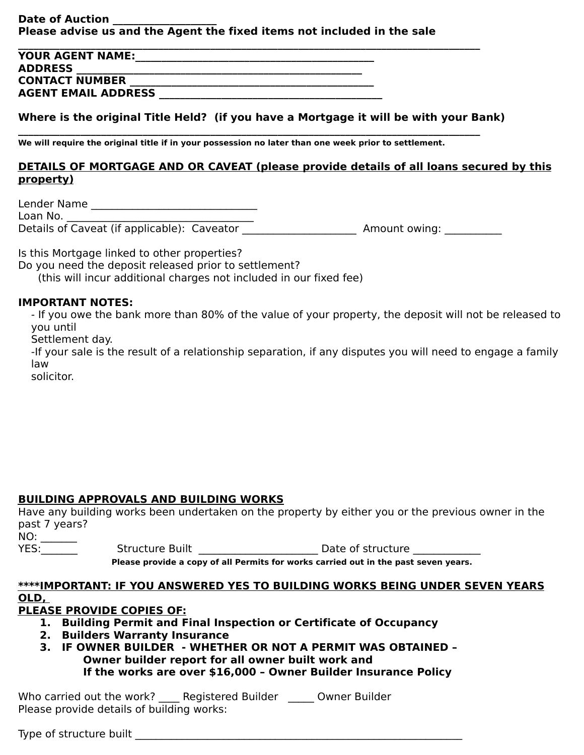**Date of Auction ___________________**
**Please advise us and the Agent the fixed items not included in the sale**
**________________________________________________________________________________________**
**YOUR AGENT NAME:____________________________________________**
**ADDRESS ______________________________________________**
**CONTACT NUMBER _____________________________________________**
**AGENT EMAIL ADDRESS _________________________________________**

**Where is the original Title Held? (if you have a Mortgage it will be with your Bank)**
**________________________________________________________________________________________**
**We will require the original title if in your possession no later than one week prior to settlement.**

**<u>DETAILS OF MORTGAGE AND OR CAVEAT (please provide details of all loans secured by this property)</u>**

Lender Name _______________________________
Loan No. __________________________________
Details of Caveat (if applicable): Caveator _____________________ Amount owing: ___________

Is this Mortgage linked to other properties?
Do you need the deposit released prior to settlement?
(this will incur additional charges not included in our fixed fee)

**IMPORTANT NOTES:**

- If you owe the bank more than 80% of the value of your property, the deposit will not be released to you until Settlement day.
- If your sale is the result of a relationship separation, if any disputes you will need to engage a family law solicitor.

**<u>BUILDING APPROVALS AND BUILDING WORKS</u>**

Have any building works been undertaken on the property by either you or the previous owner in the past 7 years?
NO: _______
YES:_______ Structure Built ______________________ Date of structure ____________

**Please provide a copy of all Permits for works carried out in the past seven years.**

**<u>\*\*\*\*IMPORTANT: IF YOU ANSWERED YES TO BUILDING WORKS BEING UNDER SEVEN YEARS OLD,</u>**
**<u>PLEASE PROVIDE COPIES OF:</u>**

1. **Building Permit and Final Inspection or Certificate of Occupancy**
2. **Builders Warranty Insurance**
3. **IF OWNER BUILDER - WHETHER OR NOT A PERMIT WAS OBTAINED –**
   **Owner builder report for all owner built work and**
   **If the works are over $16,000 – Owner Builder Insurance Policy**

Who carried out the work? ____ Registered Builder _____ Owner Builder
Please provide details of building works:

Type of structure built ____________________________________________________________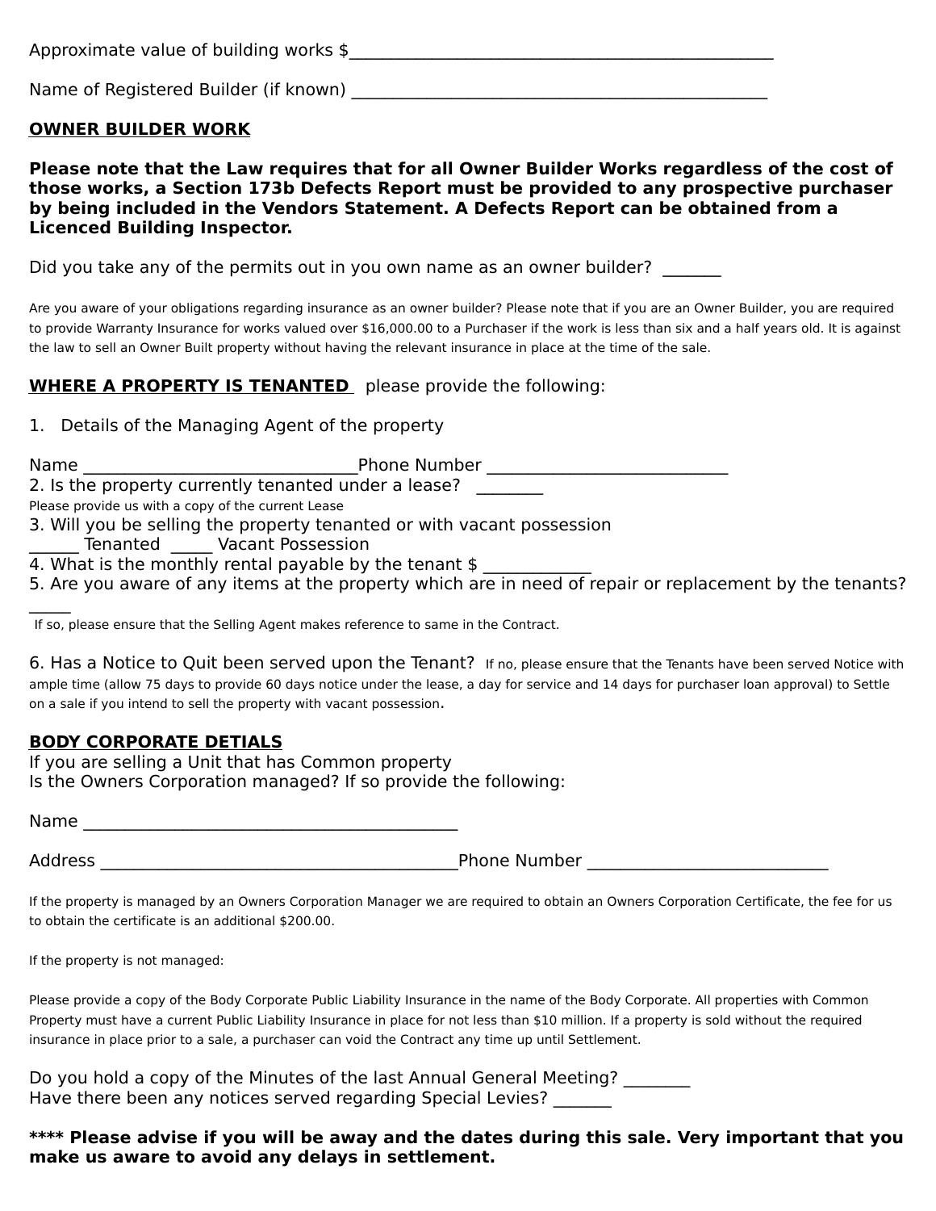Approximate value of building works $_____________________________________________

Name of Registered Builder (if known) ___________________________________________

**OWNER BUILDER WORK**

**Please note that the Law requires that for all Owner Builder Works regardless of the cost of those works, a Section 173b Defects Report must be provided to any prospective purchaser by being included in the Vendors Statement. A Defects Report can be obtained from a Licenced Building Inspector.**

Did you take any of the permits out in you own name as an owner builder? _______

Are you aware of your obligations regarding insurance as an owner builder? Please note that if you are an Owner Builder, you are required to provide Warranty Insurance for works valued over $16,000.00 to a Purchaser if the work is less than six and a half years old. It is against the law to sell an Owner Built property without having the relevant insurance in place at the time of the sale.

**WHERE A PROPERTY IS TENANTED** please provide the following:

1. Details of the Managing Agent of the property

Name ______________________________ Phone Number __________________________

2. Is the property currently tenanted under a lease? ________

Please provide us with a copy of the current Lease

3. Will you be selling the property tenanted or with vacant possession

______ Tenanted _____ Vacant Possession

4. What is the monthly rental payable by the tenant $ ____________

5. Are you aware of any items at the property which are in need of repair or replacement by the tenants? _____

If so, please ensure that the Selling Agent makes reference to same in the Contract.

6. Has a Notice to Quit been served upon the Tenant? If no, please ensure that the Tenants have been served Notice with ample time (allow 75 days to provide 60 days notice under the lease, a day for service and 14 days for purchaser loan approval) to Settle on a sale if you intend to sell the property with vacant possession.

**BODY CORPORATE DETIALS**

If you are selling a Unit that has Common property

Is the Owners Corporation managed? If so provide the following:

Name __________________________________________

Address ________________________________________ Phone Number __________________________

If the property is managed by an Owners Corporation Manager we are required to obtain an Owners Corporation Certificate, the fee for us to obtain the certificate is an additional $200.00.

If the property is not managed:

Please provide a copy of the Body Corporate Public Liability Insurance in the name of the Body Corporate. All properties with Common Property must have a current Public Liability Insurance in place for not less than $10 million. If a property is sold without the required insurance in place prior to a sale, a purchaser can void the Contract any time up until Settlement.

Do you hold a copy of the Minutes of the last Annual General Meeting? ________

Have there been any notices served regarding Special Levies? _______

**\*\*\*\* Please advise if you will be away and the dates during this sale. Very important that you make us aware to avoid any delays in settlement.**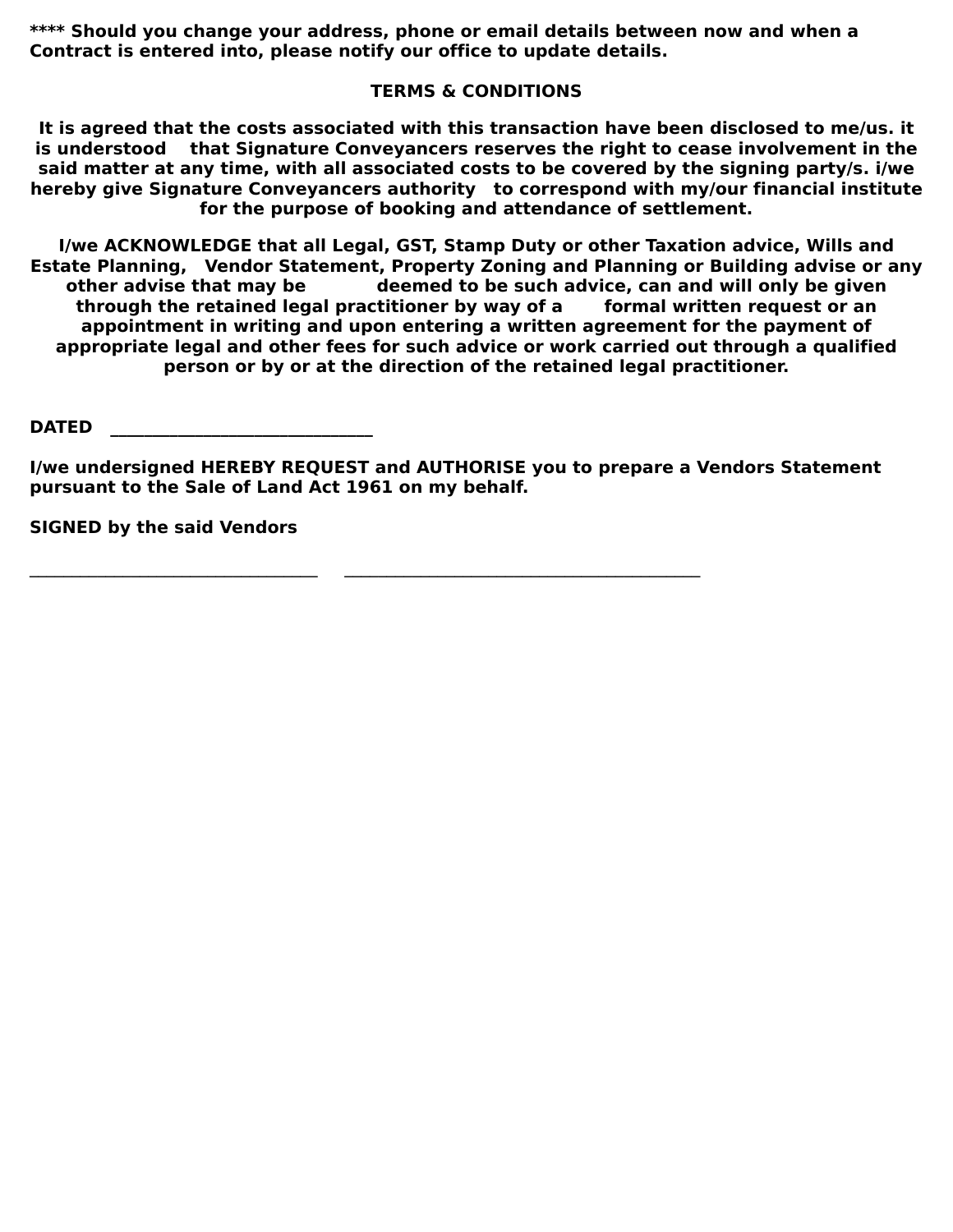**\*\*\*\* Should you change your address, phone or email details between now and when a Contract is entered into, please notify our office to update details.**

**TERMS & CONDITIONS**

**It is agreed that the costs associated with this transaction have been disclosed to me/us. it is understood that Signature Conveyancers reserves the right to cease involvement in the said matter at any time, with all associated costs to be covered by the signing party/s. i/we hereby give Signature Conveyancers authority to correspond with my/our financial institute for the purpose of booking and attendance of settlement.**

**I/we ACKNOWLEDGE that all Legal, GST, Stamp Duty or other Taxation advice, Wills and Estate Planning, Vendor Statement, Property Zoning and Planning or Building advise or any other advise that may be deemed to be such advice, can and will only be given through the retained legal practitioner by way of a formal written request or an appointment in writing and upon entering a written agreement for the payment of appropriate legal and other fees for such advice or work carried out through a qualified person or by or at the direction of the retained legal practitioner.**

**DATED ______________________________**

**I/we undersigned HEREBY REQUEST and AUTHORISE you to prepare a Vendors Statement pursuant to the Sale of Land Act 1961 on my behalf.**

**SIGNED by the said Vendors**

_________________________________ _________________________________________